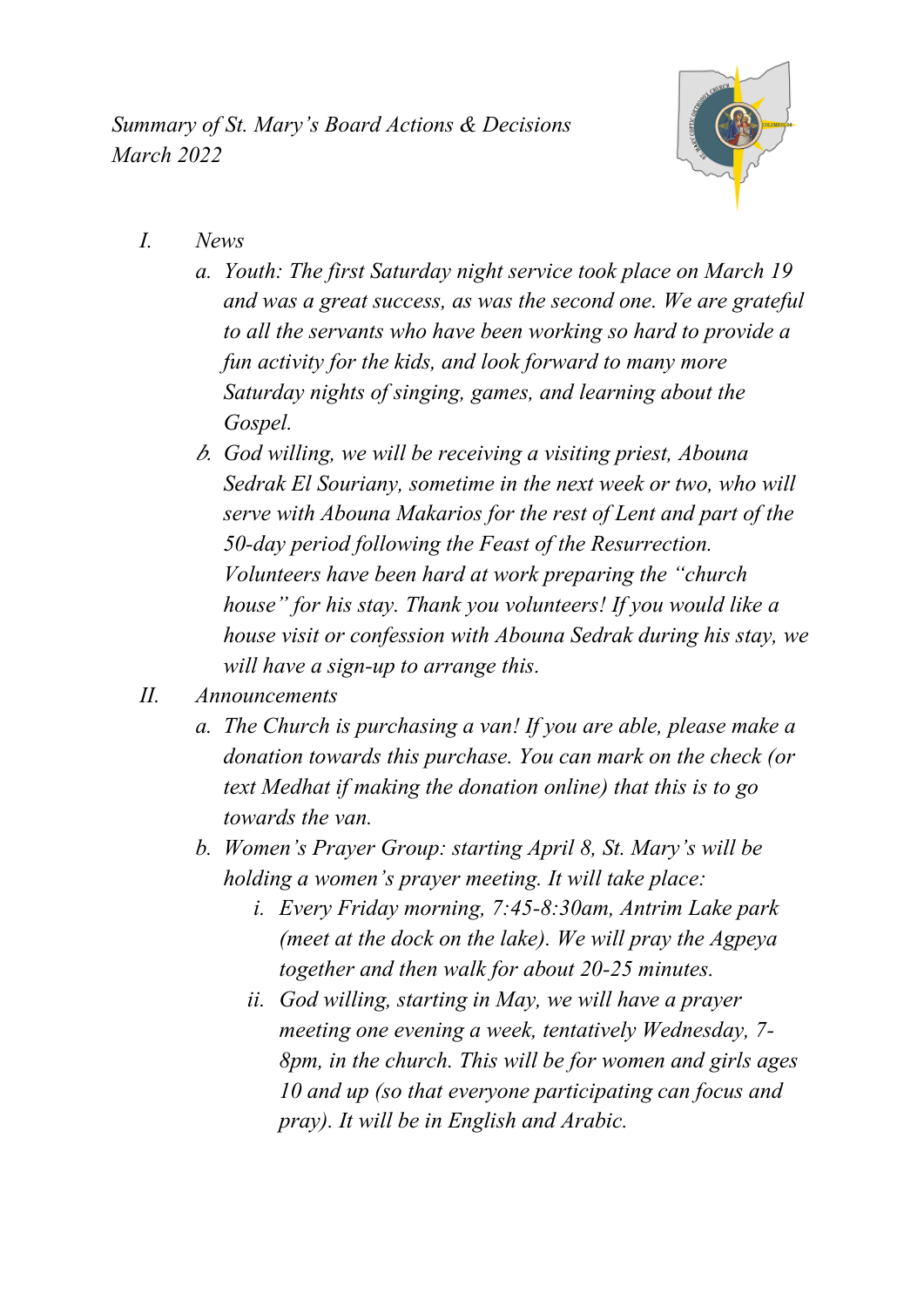*Summary of St. Mary's Board Actions & Decisions*
*March 2022*

I. *News*

   a. *Youth: The first Saturday night service took place on March 19 and was a great success, as was the second one. We are grateful to all the servants who have been working so hard to provide a fun activity for the kids, and look forward to many more Saturday nights of singing, games, and learning about the Gospel.*

   b. *God willing, we will be receiving a visiting priest, Abouna Sedrak El Souriany, sometime in the next week or two, who will serve with Abouna Makarios for the rest of Lent and part of the 50-day period following the Feast of the Resurrection. Volunteers have been hard at work preparing the "church house" for his stay. Thank you volunteers! If you would like a house visit or confession with Abouna Sedrak during his stay, we will have a sign-up to arrange this.*

II. *Announcements*

   a. *The Church is purchasing a van! If you are able, please make a donation towards this purchase. You can mark on the check (or text Medhat if making the donation online) that this is to go towards the van.*

   b. *Women's Prayer Group: starting April 8, St. Mary's will be holding a women's prayer meeting. It will take place:*

      i. *Every Friday morning, 7:45-8:30am, Antrim Lake park (meet at the dock on the lake). We will pray the Agpeya together and then walk for about 20-25 minutes.*

      ii. *God willing, starting in May, we will have a prayer meeting one evening a week, tentatively Wednesday, 7-8pm, in the church. This will be for women and girls ages 10 and up (so that everyone participating can focus and pray). It will be in English and Arabic.*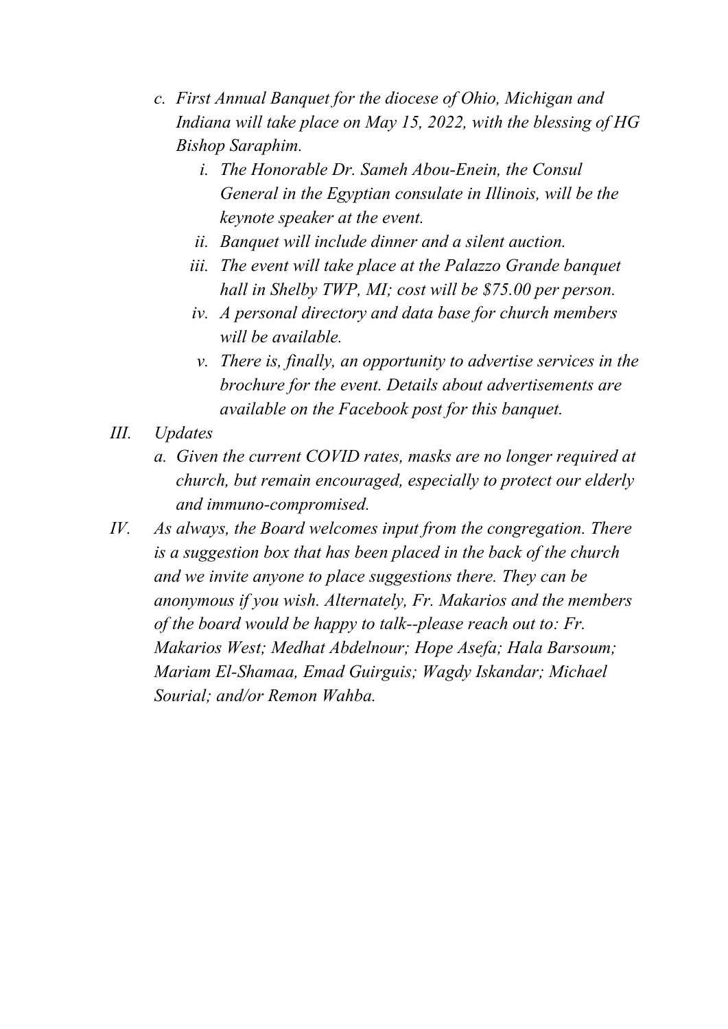*c. First Annual Banquet for the diocese of Ohio, Michigan and Indiana will take place on May 15, 2022, with the blessing of HG Bishop Saraphim.*

   *i. The Honorable Dr. Sameh Abou-Enein, the Consul General in the Egyptian consulate in Illinois, will be the keynote speaker at the event.*

   *ii. Banquet will include dinner and a silent auction.*

   *iii. The event will take place at the Palazzo Grande banquet hall in Shelby TWP, MI; cost will be $75.00 per person.*

   *iv. A personal directory and data base for church members will be available.*

   *v. There is, finally, an opportunity to advertise services in the brochure for the event. Details about advertisements are available on the Facebook post for this banquet.*

*III. Updates*

*a. Given the current COVID rates, masks are no longer required at church, but remain encouraged, especially to protect our elderly and immuno-compromised.*

*IV. As always, the Board welcomes input from the congregation. There is a suggestion box that has been placed in the back of the church and we invite anyone to place suggestions there. They can be anonymous if you wish. Alternately, Fr. Makarios and the members of the board would be happy to talk--please reach out to: Fr. Makarios West; Medhat Abdelnour; Hope Asefa; Hala Barsoum; Mariam El-Shamaa, Emad Guirguis; Wagdy Iskandar; Michael Sourial; and/or Remon Wahba.*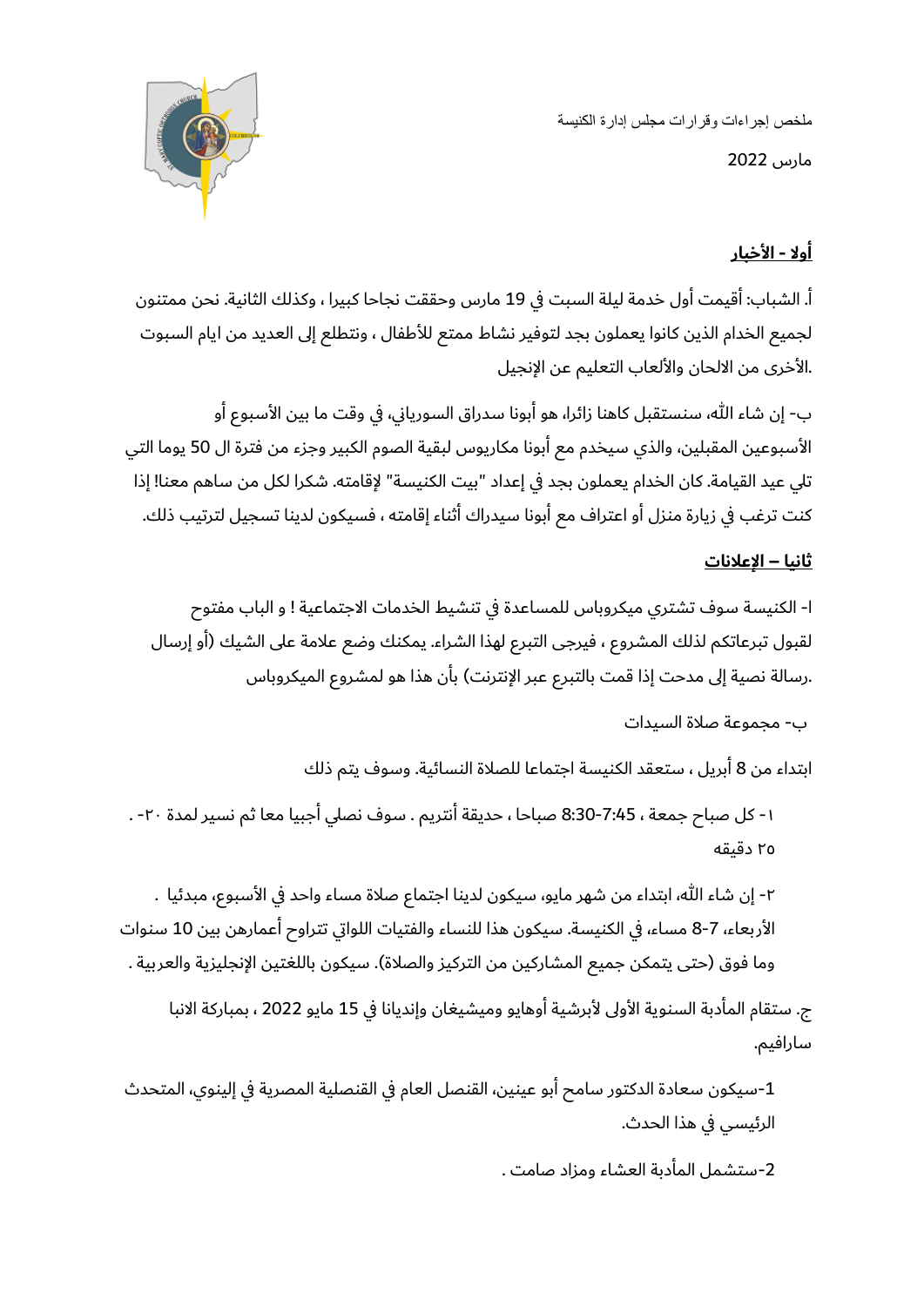ملخص إجراءات وقرارات مجلس إدارة الكنيسة

مارس 2022

## أولا - الأخبار

أ. الشباب: أقيمت أول خدمة ليلة السبت في 19 مارس وحققت نجاحا كبيرا ، وكذلك الثانية. نحن ممتنون لجميع الخدام الذين كانوا يعملون بجد لتوفير نشاط ممتع للأطفال ، ونتطلع إلى العديد من ايام السبوت الأخرى من الالحان والألعاب التعليم عن الإنجيل.

ب- إن شاء الله، سنستقبل كاهنا زائرا، هو أبونا سدراق السورياني، في وقت ما بين الأسبوع أو الأسبوعين المقبلين، والذي سيخدم مع أبونا مكاريوس لبقية الصوم الكبير وجزء من فترة ال 50 يوما التي تلي عيد القيامة. كان الخدام يعملون بجد في إعداد "بيت الكنيسة" لإقامته. شكرا لكل من ساهم معنا! إذا كنت ترغب في زيارة منزل أو اعتراف مع أبونا سيدراك أثناء إقامته ، فسيكون لدينا تسجيل لترتيب ذلك.

## ثانيا – الإعلانات

ا- الكنيسة سوف تشتري ميكروباس للمساعدة في تنشيط الخدمات الاجتماعية ! و الباب مفتوح لقبول تبرعاتكم لذلك المشروع ، فيرجى التبرع لهذا الشراء. يمكنك وضع علامة على الشيك (أو إرسال رسالة نصية إلى مدحت إذا قمت بالتبرع عبر الإنترنت) بأن هذا هو لمشروع الميكروباس.

ب- مجموعة صلاة السيدات

ابتداء من 8 أبريل ، ستعقد الكنيسة اجتماعا للصلاة النسائية. وسوف يتم ذلك

١- كل صباح جمعة ، 7:45-8:30 صباحا ، حديقة أنتريم . سوف نصلي أجبيا معا ثم نسير لمدة ٢٠- ٢٥ دقيقة .

٢- إن شاء الله، ابتداء من شهر مايو، سيكون لدينا اجتماع صلاة مساء واحد في الأسبوع، مبدئيا ، الأربعاء، 7-8 مساء، في الكنيسة. سيكون هذا للنساء والفتيات اللواتي تتراوح أعمارهن بين 10 سنوات وما فوق (حتى يتمكن جميع المشاركين من التركيز والصلاة). سيكون باللغتين الإنجليزية والعربية .

ج. ستقام المأدبة السنوية الأولى لأبرشية أوهايو وميشيغان وإنديانا في 15 مايو 2022 ، بمباركة الانبا سارافيم.

1-سيكون سعادة الدكتور سامح أبو عينين، القنصل العام في القنصلية المصرية في إلينوي، المتحدث الرئيسي في هذا الحدث.

2-ستشمل المأدبة العشاء ومزاد صامت .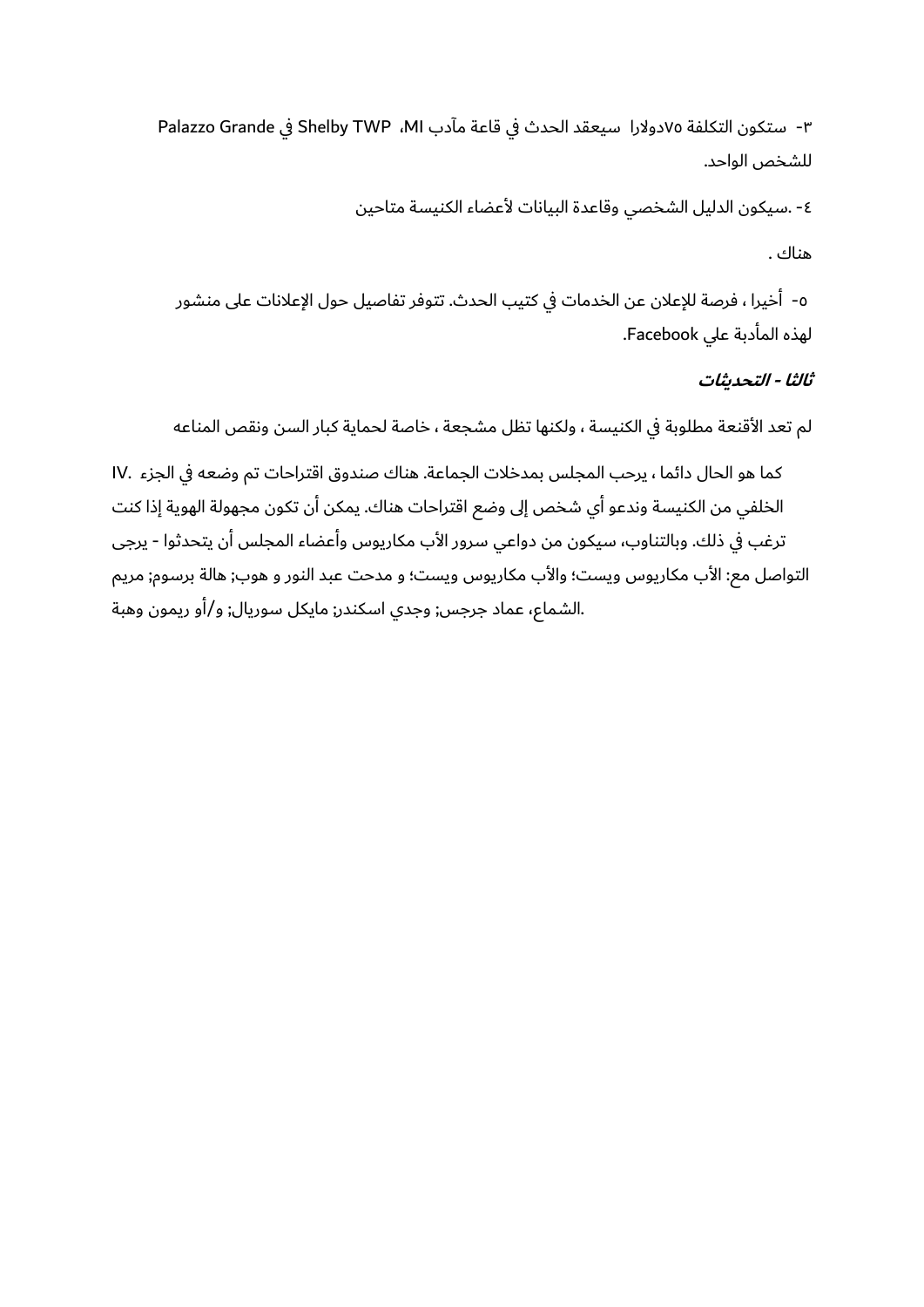٣- ستكون التكلفة ٧٥دولارا سيعقد الحدث في قاعة مآدب Palazzo Grande في Shelby TWP ،MI للشخص الواحد.

٤- .سيكون الدليل الشخصي وقاعدة البيانات لأعضاء الكنيسة متاحين

هناك .

٥- أخيرا ، فرصة للإعلان عن الخدمات في كتيب الحدث. تتوفر تفاصيل حول الإعلانات على منشور لهذه المأدبة علي Facebook.

### ***ثالثا - التحديثات***

لم تعد الأقنعة مطلوبة في الكنيسة ، ولكنها تظل مشجعة ، خاصة لحماية كبار السن ونقص المناعه

IV. كما هو الحال دائما ، يرحب المجلس بمدخلات الجماعة. هناك صندوق اقتراحات تم وضعه في الجزء الخلفي من الكنيسة وندعو أي شخص إلى وضع اقتراحات هناك. يمكن أن تكون مجهولة الهوية إذا كنت ترغب في ذلك. وبالتناوب، سيكون من دواعي سرور الأب مكاريوس وأعضاء المجلس أن يتحدثوا - يرجى التواصل مع: الأب مكاريوس ويست؛ والأب مكاريوس ويست؛ و مدحت عبد النور و هوب; هالة برسوم; مريم الشماع، عماد جرجس; وجدي اسكندر; مايكل سوريال; و/أو ريمون وهبة.